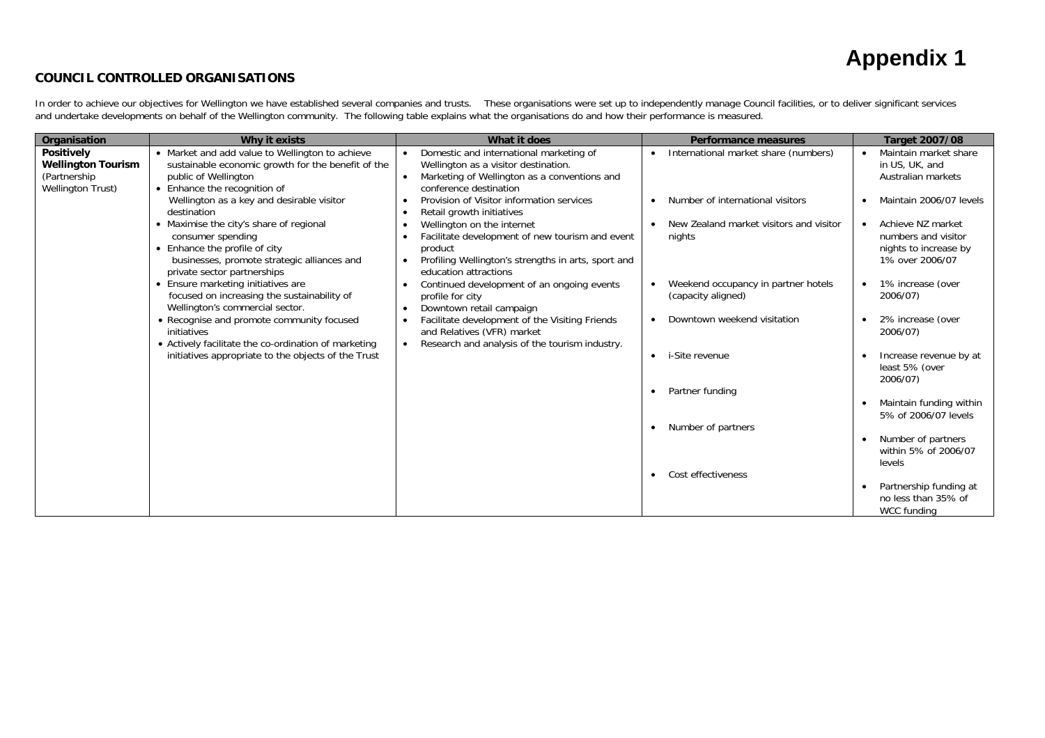# Appendix 1

## COUNCIL CONTROLLED ORGANISATIONS

In order to achieve our objectives for Wellington we have established several companies and trusts. These organisations were set up to independently manage Council facilities, or to deliver significant services and undertake developments on behalf of the Wellington community. The following table explains what the organisations do and how their performance is measured.

| Organisation | Why it exists | What it does | Performance measures | Target 2007/08 |
|---|---|---|---|---|
| **Positively Wellington Tourism** (Partnership Wellington Trust) | • Market and add value to Wellington to achieve sustainable economic growth for the benefit of the public of Wellington<br>• Enhance the recognition of Wellington as a key and desirable visitor destination<br>• Maximise the city's share of regional consumer spending<br>• Enhance the profile of city businesses, promote strategic alliances and private sector partnerships<br>• Ensure marketing initiatives are focused on increasing the sustainability of Wellington's commercial sector.<br>• Recognise and promote community focused initiatives<br>• Actively facilitate the co-ordination of marketing initiatives appropriate to the objects of the Trust | • Domestic and international marketing of Wellington as a visitor destination.<br>• Marketing of Wellington as a conventions and conference destination<br>• Provision of Visitor information services<br>• Retail growth initiatives<br>• Wellington on the internet<br>• Facilitate development of new tourism and event product<br>• Profiling Wellington's strengths in arts, sport and education attractions<br>• Continued development of an ongoing events profile for city<br>• Downtown retail campaign<br>• Facilitate development of the Visiting Friends and Relatives (VFR) market<br>• Research and analysis of the tourism industry. | • International market share (numbers)<br>• Number of international visitors<br>• New Zealand market visitors and visitor nights<br>• Weekend occupancy in partner hotels (capacity aligned)<br>• Downtown weekend visitation<br>• i-Site revenue<br>• Partner funding<br>• Number of partners<br>• Cost effectiveness | • Maintain market share in US, UK, and Australian markets<br>• Maintain 2006/07 levels<br>• Achieve NZ market numbers and visitor nights to increase by 1% over 2006/07<br>• 1% increase (over 2006/07)<br>• 2% increase (over 2006/07)<br>• Increase revenue by at least 5% (over 2006/07)<br>• Maintain funding within 5% of 2006/07 levels<br>• Number of partners within 5% of 2006/07 levels<br>• Partnership funding at no less than 35% of WCC funding |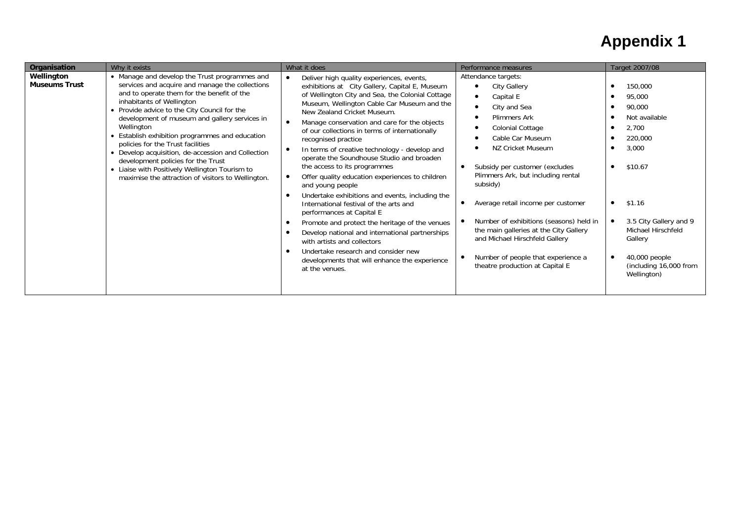# Appendix 1

| Organisation | Why it exists | What it does | Performance measures | Target 2007/08 |
|---|---|---|---|---|
| **Wellington Museums Trust** | • Manage and develop the Trust programmes and services and acquire and manage the collections and to operate them for the benefit of the inhabitants of Wellington<br>• Provide advice to the City Council for the development of museum and gallery services in Wellington<br>• Establish exhibition programmes and education policies for the Trust facilities<br>• Develop acquisition, de-accession and Collection development policies for the Trust<br>• Liaise with Positively Wellington Tourism to maximise the attraction of visitors to Wellington. | • Deliver high quality experiences, events, exhibitions at City Gallery, Capital E, Museum of Wellington City and Sea, the Colonial Cottage Museum, Wellington Cable Car Museum and the New Zealand Cricket Museum.<br>• Manage conservation and care for the objects of our collections in terms of internationally recognised practice<br>• In terms of creative technology - develop and operate the Soundhouse Studio and broaden the access to its programmes<br>• Offer quality education experiences to children and young people<br>• Undertake exhibitions and events, including the International festival of the arts and performances at Capital E<br>• Promote and protect the heritage of the venues<br>• Develop national and international partnerships with artists and collectors<br>• Undertake research and consider new developments that will enhance the experience at the venues. | Attendance targets:<br>• City Gallery<br>• Capital E<br>• City and Sea<br>• Plimmers Ark<br>• Colonial Cottage<br>• Cable Car Museum<br>• NZ Cricket Museum<br><br>• Subsidy per customer (excludes Plimmers Ark, but including rental subsidy)<br><br>• Average retail income per customer<br><br>• Number of exhibitions (seasons) held in the main galleries at the City Gallery and Michael Hirschfeld Gallery<br><br>• Number of people that experience a theatre production at Capital E | • 150,000<br>• 95,000<br>• 90,000<br>• Not available<br>• 2,700<br>• 220,000<br>• 3,000<br><br>• $10.67<br><br>• $1.16<br><br>• 3.5 City Gallery and 9 Michael Hirschfeld Gallery<br><br>• 40,000 people (including 16,000 from Wellington) |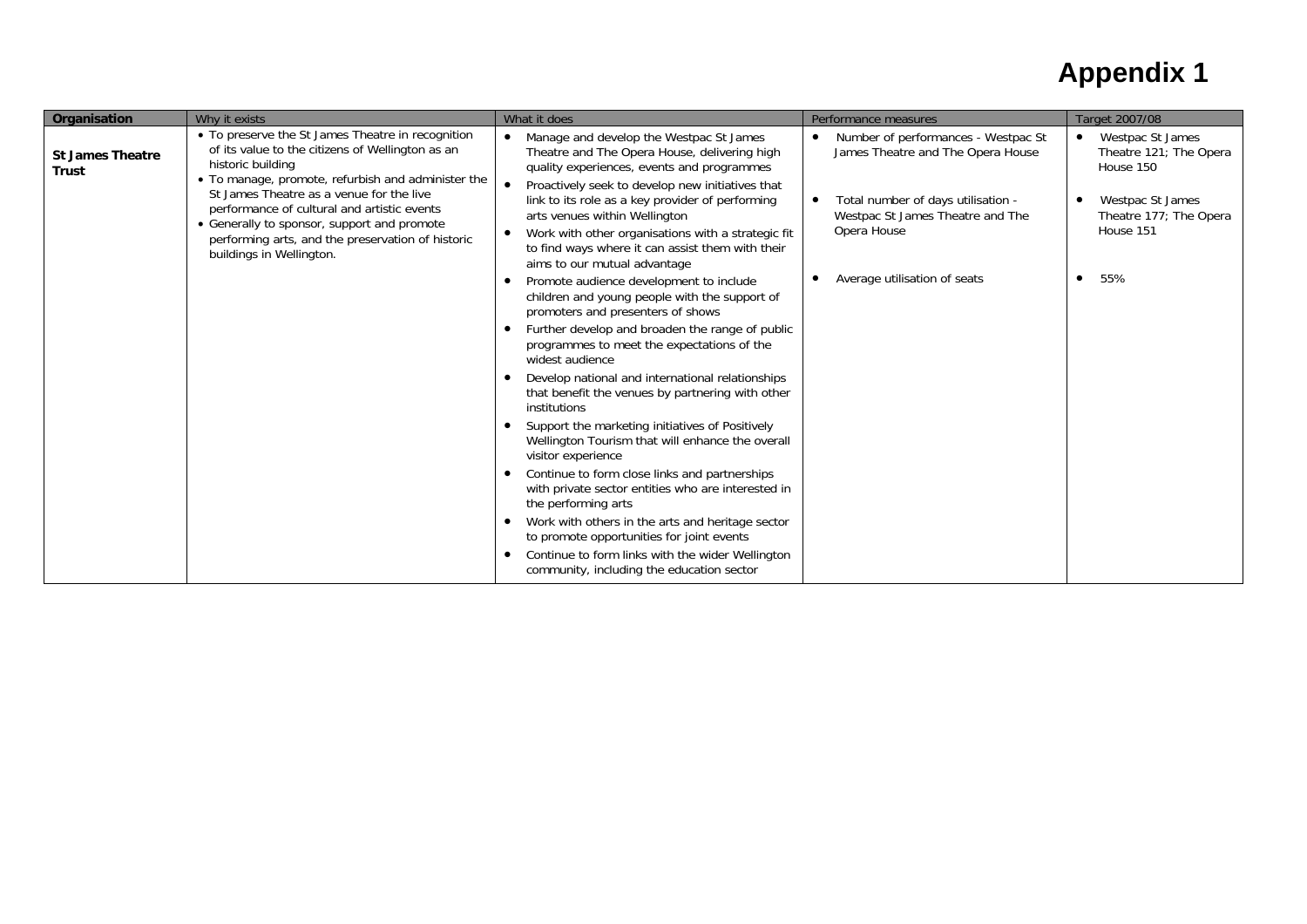# Appendix 1

| Organisation | Why it exists | What it does | Performance measures | Target 2007/08 |
|---|---|---|---|---|
| **St James Theatre Trust** | • To preserve the St James Theatre in recognition of its value to the citizens of Wellington as an historic building<br>• To manage, promote, refurbish and administer the St James Theatre as a venue for the live performance of cultural and artistic events<br>• Generally to sponsor, support and promote performing arts, and the preservation of historic buildings in Wellington. | • Manage and develop the Westpac St James Theatre and The Opera House, delivering high quality experiences, events and programmes<br>• Proactively seek to develop new initiatives that link to its role as a key provider of performing arts venues within Wellington<br>• Work with other organisations with a strategic fit to find ways where it can assist them with their aims to our mutual advantage<br>• Promote audience development to include children and young people with the support of promoters and presenters of shows<br>• Further develop and broaden the range of public programmes to meet the expectations of the widest audience<br>• Develop national and international relationships that benefit the venues by partnering with other institutions<br>• Support the marketing initiatives of Positively Wellington Tourism that will enhance the overall visitor experience<br>• Continue to form close links and partnerships with private sector entities who are interested in the performing arts<br>• Work with others in the arts and heritage sector to promote opportunities for joint events<br>• Continue to form links with the wider Wellington community, including the education sector | • Number of performances - Westpac St James Theatre and The Opera House<br>• Total number of days utilisation - Westpac St James Theatre and The Opera House<br>• Average utilisation of seats | • Westpac St James Theatre 121; The Opera House 150<br>• Westpac St James Theatre 177; The Opera House 151<br>• 55% |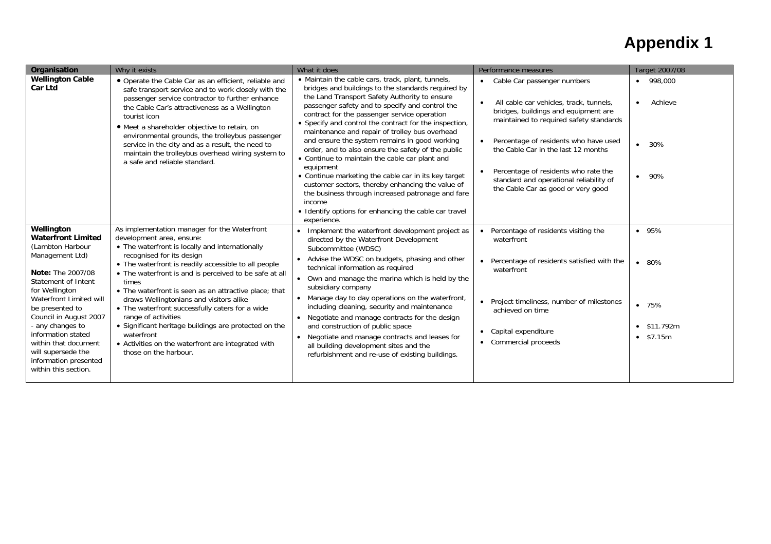# Appendix 1

| Organisation | Why it exists | What it does | Performance measures | Target 2007/08 |
|---|---|---|---|---|
| **Wellington Cable Car Ltd** | • Operate the Cable Car as an efficient, reliable and safe transport service and to work closely with the passenger service contractor to further enhance the Cable Car's attractiveness as a Wellington tourist icon<br>• Meet a shareholder objective to retain, on environmental grounds, the trolleybus passenger service in the city and as a result, the need to maintain the trolleybus overhead wiring system to a safe and reliable standard. | • Maintain the cable cars, track, plant, tunnels, bridges and buildings to the standards required by the Land Transport Safety Authority to ensure passenger safety and to specify and control the contract for the passenger service operation<br>• Specify and control the contract for the inspection, maintenance and repair of trolley bus overhead and ensure the system remains in good working order, and to also ensure the safety of the public<br>• Continue to maintain the cable car plant and equipment<br>• Continue marketing the cable car in its key target customer sectors, thereby enhancing the value of the business through increased patronage and fare income<br>• Identify options for enhancing the cable car travel experience. | • Cable Car passenger numbers<br>• All cable car vehicles, track, tunnels, bridges, buildings and equipment are maintained to required safety standards<br>• Percentage of residents who have used the Cable Car in the last 12 months<br>• Percentage of residents who rate the standard and operational reliability of the Cable Car as good or very good | • 998,000<br>• Achieve<br>• 30%<br>• 90% |
| **Wellington Waterfront Limited** (Lambton Harbour Management Ltd)<br><br>**Note:** The 2007/08 Statement of Intent for Wellington Waterfront Limited will be presented to Council in August 2007 - any changes to information stated within that document will supersede the information presented within this section. | As implementation manager for the Waterfront development area, ensure:<br>• The waterfront is locally and internationally recognised for its design<br>• The waterfront is readily accessible to all people<br>• The waterfront is and is perceived to be safe at all times<br>• The waterfront is seen as an attractive place; that draws Wellingtonians and visitors alike<br>• The waterfront successfully caters for a wide range of activities<br>• Significant heritage buildings are protected on the waterfront<br>• Activities on the waterfront are integrated with those on the harbour. | • Implement the waterfront development project as directed by the Waterfront Development Subcommittee (WDSC)<br>• Advise the WDSC on budgets, phasing and other technical information as required<br>• Own and manage the marina which is held by the subsidiary company<br>• Manage day to day operations on the waterfront, including cleaning, security and maintenance<br>• Negotiate and manage contracts for the design and construction of public space<br>• Negotiate and manage contracts and leases for all building development sites and the refurbishment and re-use of existing buildings. | • Percentage of residents visiting the waterfront<br>• Percentage of residents satisfied with the waterfront<br>• Project timeliness, number of milestones achieved on time<br>• Capital expenditure<br>• Commercial proceeds | • 95%<br>• 80%<br>• 75%<br>• \$11.792m<br>• \$7.15m |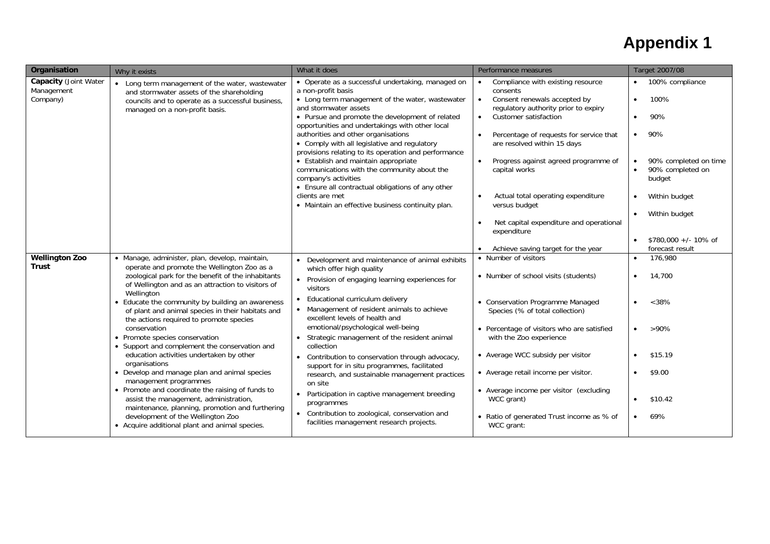# Appendix 1

| Organisation | Why it exists | What it does | Performance measures | Target 2007/08 |
|---|---|---|---|---|
| **Capacity** (Joint Water Management Company) | • Long term management of the water, wastewater and stormwater assets of the shareholding councils and to operate as a successful business, managed on a non-profit basis. | • Operate as a successful undertaking, managed on a non-profit basis<br>• Long term management of the water, wastewater and stormwater assets<br>• Pursue and promote the development of related opportunities and undertakings with other local authorities and other organisations<br>• Comply with all legislative and regulatory provisions relating to its operation and performance<br>• Establish and maintain appropriate communications with the community about the company's activities<br>• Ensure all contractual obligations of any other clients are met<br>• Maintain an effective business continuity plan. | • Compliance with existing resource consents<br>• Consent renewals accepted by regulatory authority prior to expiry<br>• Customer satisfaction<br>• Percentage of requests for service that are resolved within 15 days<br>• Progress against agreed programme of capital works<br>• Actual total operating expenditure versus budget<br>• Net capital expenditure and operational expenditure<br>• Achieve saving target for the year | • 100% compliance<br>• 100%<br>• 90%<br>• 90%<br>• 90% completed on time<br>• 90% completed on budget<br>• Within budget<br>• Within budget<br>• $780,000 +/- 10% of forecast result |
| **Wellington Zoo Trust** | • Manage, administer, plan, develop, maintain, operate and promote the Wellington Zoo as a zoological park for the benefit of the inhabitants of Wellington and as an attraction to visitors of Wellington<br>• Educate the community by building an awareness of plant and animal species in their habitats and the actions required to promote species conservation<br>• Promote species conservation<br>• Support and complement the conservation and education activities undertaken by other organisations<br>• Develop and manage plan and animal species management programmes<br>• Promote and coordinate the raising of funds to assist the management, administration, maintenance, planning, promotion and furthering development of the Wellington Zoo<br>• Acquire additional plant and animal species. | • Development and maintenance of animal exhibits which offer high quality<br>• Provision of engaging learning experiences for visitors<br>• Educational curriculum delivery<br>• Management of resident animals to achieve excellent levels of health and emotional/psychological well-being<br>• Strategic management of the resident animal collection<br>• Contribution to conservation through advocacy, support for in situ programmes, facilitated research, and sustainable management practices on site<br>• Participation in captive management breeding programmes<br>• Contribution to zoological, conservation and facilities management research projects. | • Number of visitors<br>• Number of school visits (students)<br>• Conservation Programme Managed Species (% of total collection)<br>• Percentage of visitors who are satisfied with the Zoo experience<br>• Average WCC subsidy per visitor<br>• Average retail income per visitor.<br>• Average income per visitor (excluding WCC grant)<br>• Ratio of generated Trust income as % of WCC grant: | • 176,980<br>• 14,700<br>• <38%<br>• >90%<br>• $15.19<br>• $9.00<br>• $10.42<br>• 69% |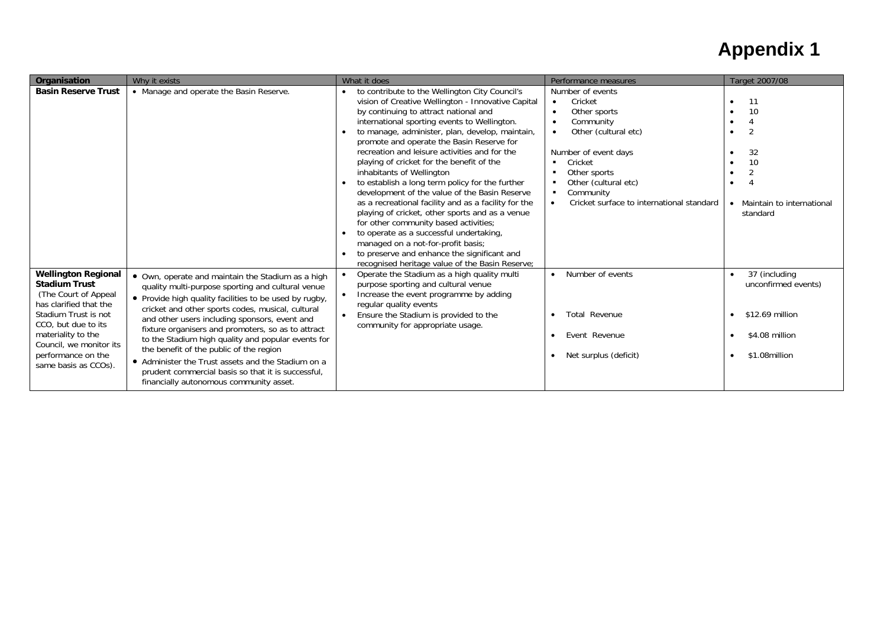# Appendix 1

| Organisation | Why it exists | What it does | Performance measures | Target 2007/08 |
|---|---|---|---|---|
| **Basin Reserve Trust** | • Manage and operate the Basin Reserve. | • to contribute to the Wellington City Council's vision of Creative Wellington - Innovative Capital by continuing to attract national and international sporting events to Wellington.<br>• to manage, administer, plan, develop, maintain, promote and operate the Basin Reserve for recreation and leisure activities and for the playing of cricket for the benefit of the inhabitants of Wellington<br>• to establish a long term policy for the further development of the value of the Basin Reserve as a recreational facility and as a facility for the playing of cricket, other sports and as a venue for other community based activities;<br>• to operate as a successful undertaking, managed on a not-for-profit basis;<br>• to preserve and enhance the significant and recognised heritage value of the Basin Reserve; | Number of events<br>• Cricket<br>• Other sports<br>• Community<br>• Other (cultural etc)<br><br>Number of event days<br>▪ Cricket<br>▪ Other sports<br>▪ Other (cultural etc)<br>▪ Community<br>• Cricket surface to international standard | <br>• 11<br>• 10<br>• 4<br>• 2<br><br>• 32<br>• 10<br>• 2<br>• 4<br><br>• Maintain to international standard |
| **Wellington Regional Stadium Trust** (The Court of Appeal has clarified that the Stadium Trust is not CCO, but due to its materiality to the Council, we monitor its performance on the same basis as CCOs). | • Own, operate and maintain the Stadium as a high quality multi-purpose sporting and cultural venue<br>• Provide high quality facilities to be used by rugby, cricket and other sports codes, musical, cultural and other users including sponsors, event and fixture organisers and promoters, so as to attract to the Stadium high quality and popular events for the benefit of the public of the region<br>• Administer the Trust assets and the Stadium on a prudent commercial basis so that it is successful, financially autonomous community asset. | • Operate the Stadium as a high quality multi purpose sporting and cultural venue<br>• Increase the event programme by adding regular quality events<br>• Ensure the Stadium is provided to the community for appropriate usage. | • Number of events<br><br>• Total Revenue<br><br>• Event Revenue<br><br>• Net surplus (deficit) | • 37 (including unconfirmed events)<br><br>• $12.69 million<br><br>• $4.08 million<br><br>• $1.08million |